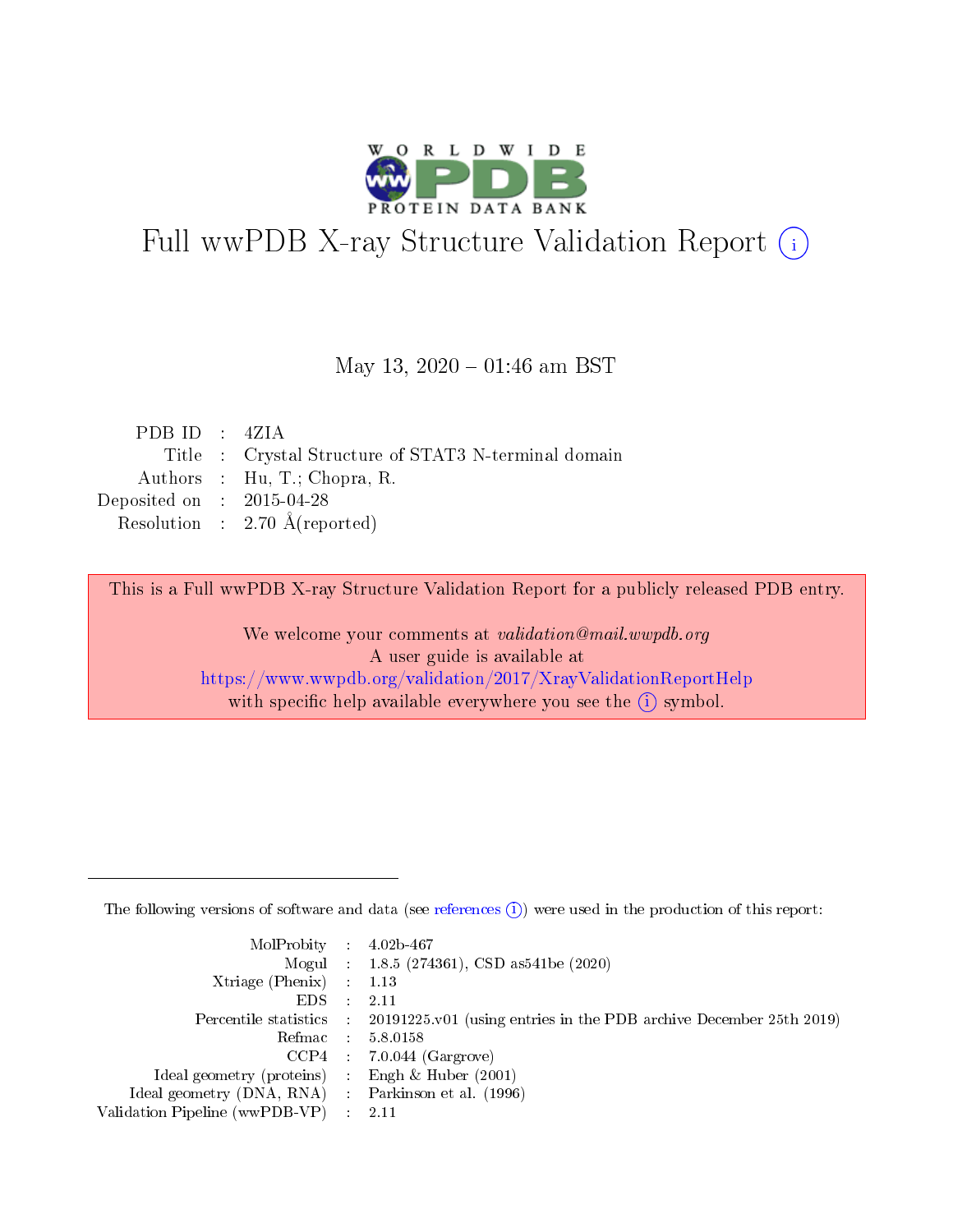# Full wwPDB X-ray Structure Validation Report (i)

May 13, 2020 – 01:46 am BST

| | | |
|---|---|---|
| PDB ID | : | 4ZIA |
| Title | : | Crystal Structure of STAT3 N-terminal domain |
| Authors | : | Hu, T.; Chopra, R. |
| Deposited on | : | 2015-04-28 |
| Resolution | : | 2.70 Å(reported) |

This is a Full wwPDB X-ray Structure Validation Report for a publicly released PDB entry.

We welcome your comments at *validation@mail.wwpdb.org*
A user guide is available at
https://www.wwpdb.org/validation/2017/XrayValidationReportHelp
with specific help available everywhere you see the (i) symbol.

---

The following versions of software and data (see references (i)) were used in the production of this report:

| | | |
|---|---|---|
| MolProbity | : | 4.02b-467 |
| Mogul | : | 1.8.5 (274361), CSD as541be (2020) |
| Xtriage (Phenix) | : | 1.13 |
| EDS | : | 2.11 |
| Percentile statistics | : | 20191225.v01 (using entries in the PDB archive December 25th 2019) |
| Refmac | : | 5.8.0158 |
| CCP4 | : | 7.0.044 (Gargrove) |
| Ideal geometry (proteins) | : | Engh & Huber (2001) |
| Ideal geometry (DNA, RNA) | : | Parkinson et al. (1996) |
| Validation Pipeline (wwPDB-VP) | : | 2.11 |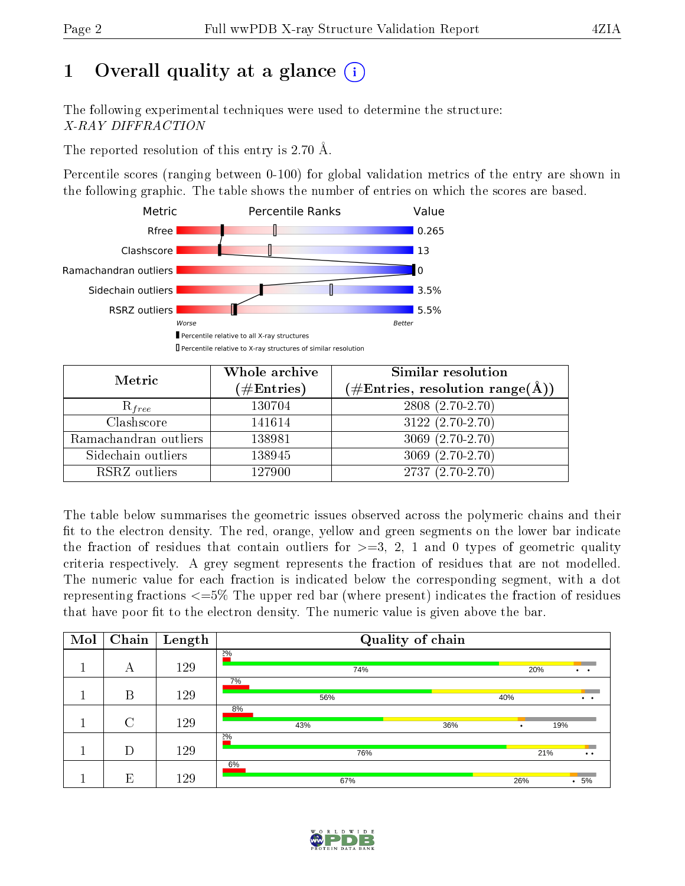# 1 Overall quality at a glance (i)

The following experimental techniques were used to determine the structure:
*X-RAY DIFFRACTION*

The reported resolution of this entry is 2.70 Å.

Percentile scores (ranging between 0-100) for global validation metrics of the entry are shown in the following graphic. The table shows the number of entries on which the scores are based.

| Metric | Value |
|---|---|
| Rfree | 0.265 |
| Clashscore | 13 |
| Ramachandran outliers | 0 |
| Sidechain outliers | 3.5% |
| RSRZ outliers | 5.5% |

Worse — Better

▮ Percentile relative to all X-ray structures
▯ Percentile relative to X-ray structures of similar resolution

| Metric | Whole archive (#Entries) | Similar resolution (#Entries, resolution range(Å)) |
|---|---|---|
| $R_{free}$ | 130704 | 2808 (2.70-2.70) |
| Clashscore | 141614 | 3122 (2.70-2.70) |
| Ramachandran outliers | 138981 | 3069 (2.70-2.70) |
| Sidechain outliers | 138945 | 3069 (2.70-2.70) |
| RSRZ outliers | 127900 | 2737 (2.70-2.70) |

The table below summarises the geometric issues observed across the polymeric chains and their fit to the electron density. The red, orange, yellow and green segments on the lower bar indicate the fraction of residues that contain outliers for >=3, 2, 1 and 0 types of geometric quality criteria respectively. A grey segment represents the fraction of residues that are not modelled. The numeric value for each fraction is indicated below the corresponding segment, with a dot representing fractions <=5% The upper red bar (where present) indicates the fraction of residues that have poor fit to the electron density. The numeric value is given above the bar.

| Mol | Chain | Length | Quality of chain |
|---|---|---|---|
| 1 | A | 129 | 2%; 74%, 20%, •, • |
| 1 | B | 129 | 7%; 56%, 40%, •, • |
| 1 | C | 129 | 8%; 43%, 36%, •, 19% |
| 1 | D | 129 | 2%; 76%, 21%, •, • |
| 1 | E | 129 | 6%; 67%, 26%, •, 5% |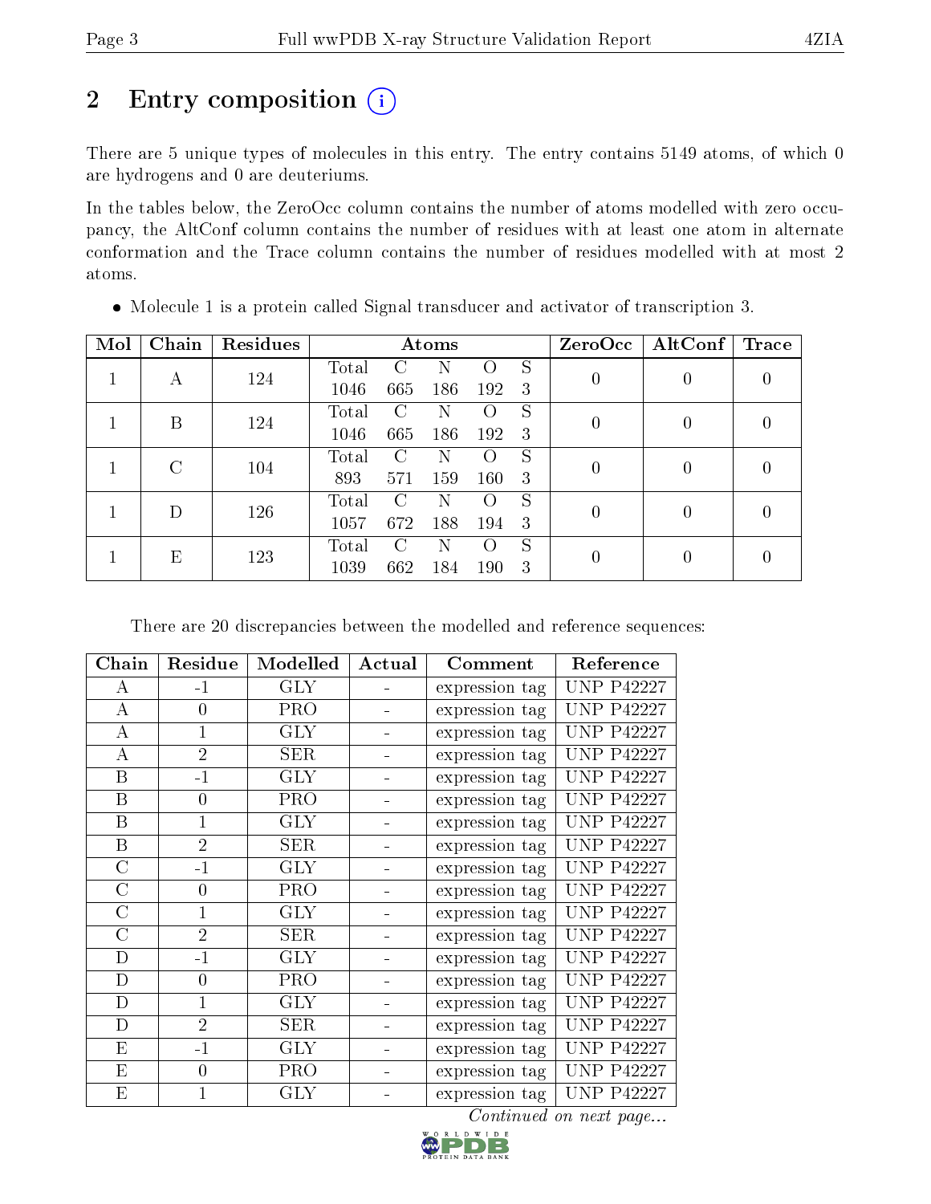# 2 Entry composition

There are 5 unique types of molecules in this entry. The entry contains 5149 atoms, of which 0 are hydrogens and 0 are deuteriums.

In the tables below, the ZeroOcc column contains the number of atoms modelled with zero occupancy, the AltConf column contains the number of residues with at least one atom in alternate conformation and the Trace column contains the number of residues modelled with at most 2 atoms.

- Molecule 1 is a protein called Signal transducer and activator of transcription 3.

| Mol | Chain | Residues | Atoms | | | | | ZeroOcc | AltConf | Trace |
|---|---|---|---|---|---|---|---|---|---|---|
| 1 | A | 124 | Total 1046 | C 665 | N 186 | O 192 | S 3 | 0 | 0 | 0 |
| 1 | B | 124 | Total 1046 | C 665 | N 186 | O 192 | S 3 | 0 | 0 | 0 |
| 1 | C | 104 | Total 893 | C 571 | N 159 | O 160 | S 3 | 0 | 0 | 0 |
| 1 | D | 126 | Total 1057 | C 672 | N 188 | O 194 | S 3 | 0 | 0 | 0 |
| 1 | E | 123 | Total 1039 | C 662 | N 184 | O 190 | S 3 | 0 | 0 | 0 |

There are 20 discrepancies between the modelled and reference sequences:

| Chain | Residue | Modelled | Actual | Comment | Reference |
|---|---|---|---|---|---|
| A | -1 | GLY | - | expression tag | UNP P42227 |
| A | 0 | PRO | - | expression tag | UNP P42227 |
| A | 1 | GLY | - | expression tag | UNP P42227 |
| A | 2 | SER | - | expression tag | UNP P42227 |
| B | -1 | GLY | - | expression tag | UNP P42227 |
| B | 0 | PRO | - | expression tag | UNP P42227 |
| B | 1 | GLY | - | expression tag | UNP P42227 |
| B | 2 | SER | - | expression tag | UNP P42227 |
| C | -1 | GLY | - | expression tag | UNP P42227 |
| C | 0 | PRO | - | expression tag | UNP P42227 |
| C | 1 | GLY | - | expression tag | UNP P42227 |
| C | 2 | SER | - | expression tag | UNP P42227 |
| D | -1 | GLY | - | expression tag | UNP P42227 |
| D | 0 | PRO | - | expression tag | UNP P42227 |
| D | 1 | GLY | - | expression tag | UNP P42227 |
| D | 2 | SER | - | expression tag | UNP P42227 |
| E | -1 | GLY | - | expression tag | UNP P42227 |
| E | 0 | PRO | - | expression tag | UNP P42227 |
| E | 1 | GLY | - | expression tag | UNP P42227 |

*Continued on next page...*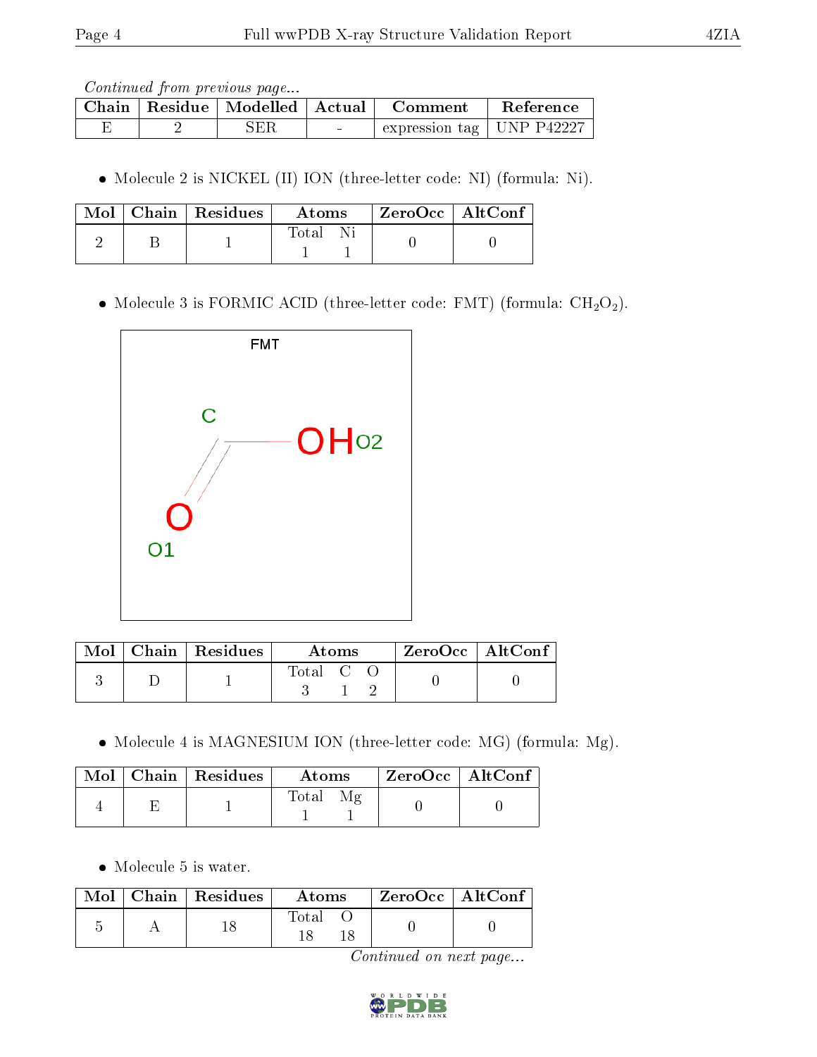*Continued from previous page...*

| Chain | Residue | Modelled | Actual | Comment | Reference |
|---|---|---|---|---|---|
| E | 2 | SER | - | expression tag | UNP P42227 |

- Molecule 2 is NICKEL (II) ION (three-letter code: NI) (formula: Ni).

| Mol | Chain | Residues | Atoms | ZeroOcc | AltConf |
|---|---|---|---|---|---|
| 2 | B | 1 | Total Ni<br>1 1 | 0 | 0 |

- Molecule 3 is FORMIC ACID (three-letter code: FMT) (formula: $CH_2O_2$).

| Mol | Chain | Residues | Atoms | ZeroOcc | AltConf |
|---|---|---|---|---|---|
| 3 | D | 1 | Total C O<br>3 1 2 | 0 | 0 |

- Molecule 4 is MAGNESIUM ION (three-letter code: MG) (formula: Mg).

| Mol | Chain | Residues | Atoms | ZeroOcc | AltConf |
|---|---|---|---|---|---|
| 4 | E | 1 | Total Mg<br>1 1 | 0 | 0 |

- Molecule 5 is water.

| Mol | Chain | Residues | Atoms | ZeroOcc | AltConf |
|---|---|---|---|---|---|
| 5 | A | 18 | Total O<br>18 18 | 0 | 0 |

*Continued on next page...*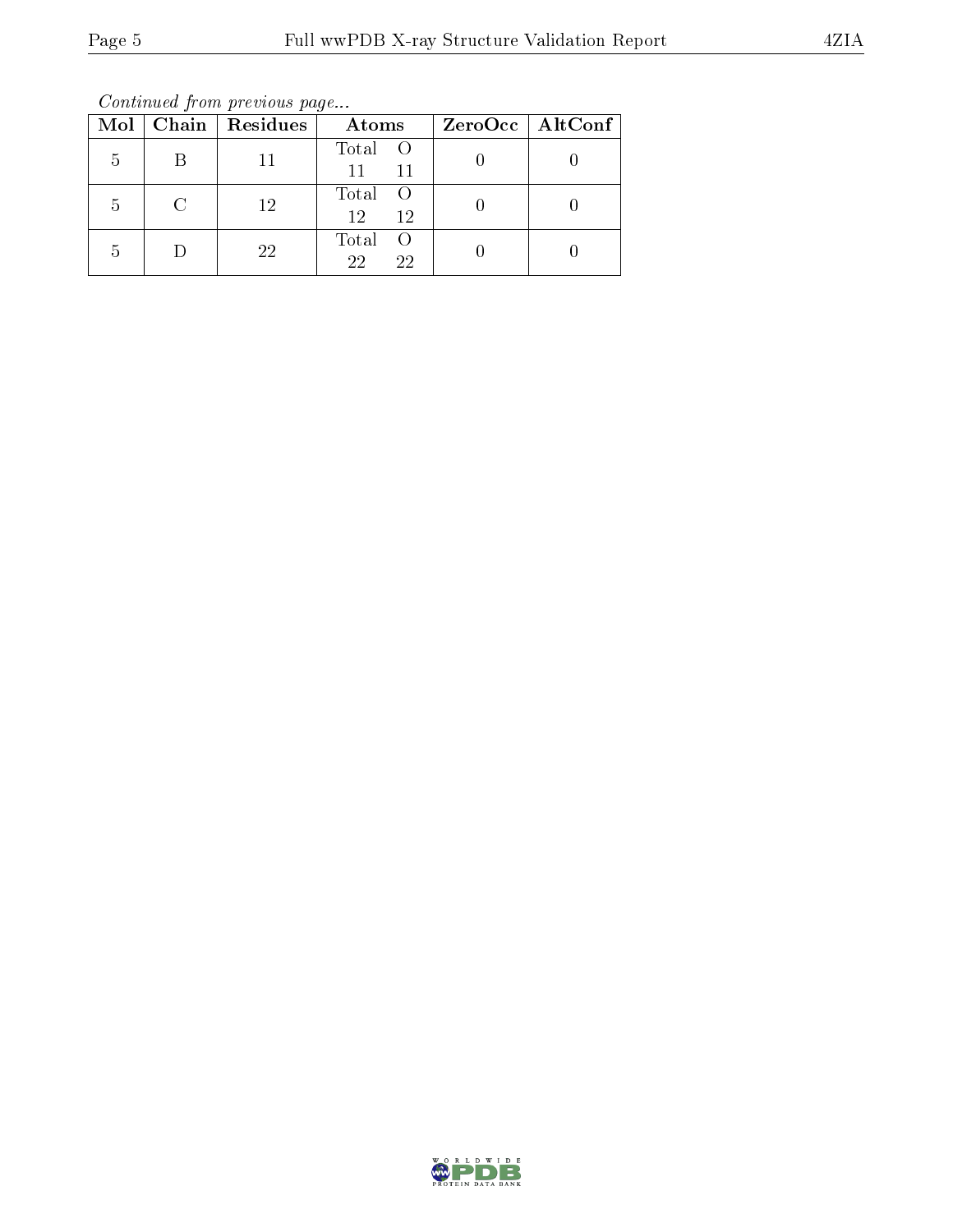*Continued from previous page...*

| Mol | Chain | Residues | Atoms | ZeroOcc | AltConf |
|---|---|---|---|---|---|
| 5 | B | 11 | Total O<br>11 11 | 0 | 0 |
| 5 | C | 12 | Total O<br>12 12 | 0 | 0 |
| 5 | D | 22 | Total O<br>22 22 | 0 | 0 |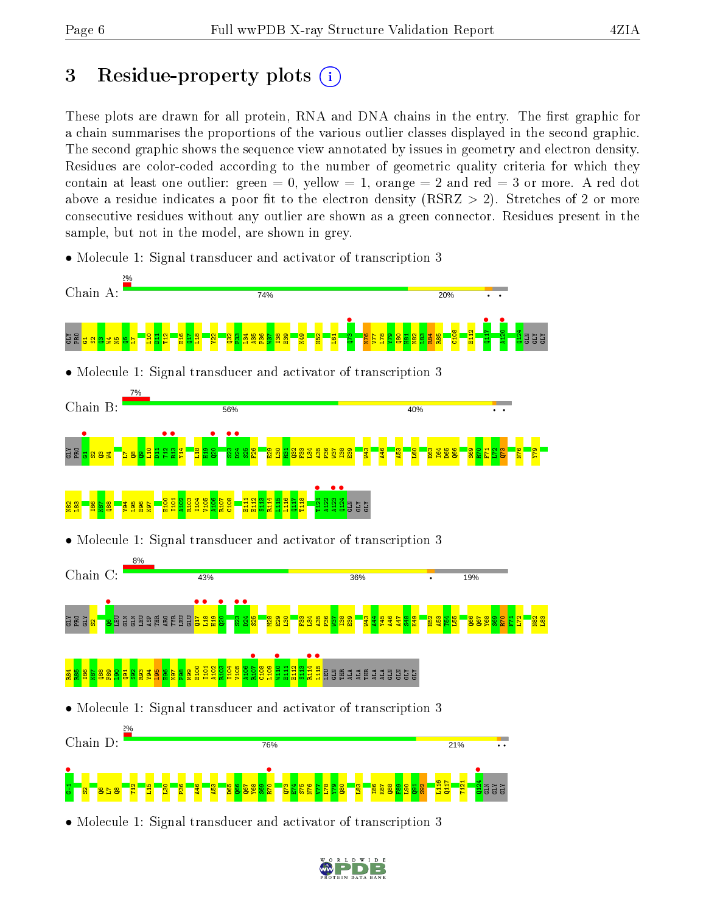# 3 Residue-property plots

These plots are drawn for all protein, RNA and DNA chains in the entry. The first graphic for a chain summarises the proportions of the various outlier classes displayed in the second graphic. The second graphic shows the sequence view annotated by issues in geometry and electron density. Residues are color-coded according to the number of geometric quality criteria for which they contain at least one outlier: green = 0, yellow = 1, orange = 2 and red = 3 or more. A red dot above a residue indicates a poor fit to the electron density (RSRZ > 2). Stretches of 2 or more consecutive residues without any outlier are shown as a green connector. Residues present in the sample, but not in the model, are shown in grey.

- Molecule 1: Signal transducer and activator of transcription 3

Chain A: 2% | 74% | 20%

GLY PRO G1 S2 Q3 W4 N5 Q6 L7 L10 D11 T12 E16 Q17 L18 Y22 Q32 F33 L34 A35 P36 W37 I38 E39 K49 H52 L61 Q73 N76 V77 L78 Y79 Q80 H81 N82 L83 R84 R85 C108 E112 Q117 A120 Q124 GLN GLY GLY

- Molecule 1: Signal transducer and activator of transcription 3

Chain B: 7% | 56% | 40%

GLY PRO G1 S2 Q3 W4 L7 Q8 Q9 L10 D11 T12 R13 Y14 L18 H19 Q20 S23 D24 S25 F26 E29 L30 R31 Q32 F33 L34 A35 P36 W37 I38 E39 W43 A46 A53 L60 E63 I64 D65 Q66 S69 R70 F71 L72 Q73 N76 Y79 N82 L83 I86 K87 Q88 Y94 L95 E96 K97 E100 I101 A102 R103 I104 V105 A106 R107 C108 E111 E112 S113 R114 L115 L116 Q117 T118 T121 A122 A123 Q124 GLN GLY GLY

- Molecule 1: Signal transducer and activator of transcription 3

Chain C: 8% | 43% | 36% | 19%

GLY PRO GLY S2 Q6 LEU GLN GLN LEU ASP THR ARG TYR LEU GLU Q17 L18 H19 Q20 S23 D24 S25 M28 E29 L30 F33 L34 A35 P36 W37 I38 E39 W43 A44 Y45 A46 A47 S48 K49 H52 A53 T54 L55 Q66 Q67 Y68 S69 R70 F71 L72 N82 L83 R84 H85 I86 K87 Q88 F89 I90 Q91 S92 R93 Y94 L95 E96 K97 P98 M99 E100 I101 A102 R103 I104 V105 A106 R107 C108 L109 W110 E111 E112 S113 R114 L115 LEU GLN GLN THR ALA ALA THR ALA ALA GLN GLN GLY GLY

- Molecule 1: Signal transducer and activator of transcription 3

Chain D: 2% | 76% | 21%

G-1 S2 Q6 L7 Q8 T12 L15 L30 P36 A46 A53 D65 Q66 Q67 Y68 S69 R70 Q73 E74 S75 N76 V77 L78 Y79 Q80 L83 I86 K87 Q88 F89 L90 Q91 S92 L116 Q117 T121 Q124 GLN GLY GLY

- Molecule 1: Signal transducer and activator of transcription 3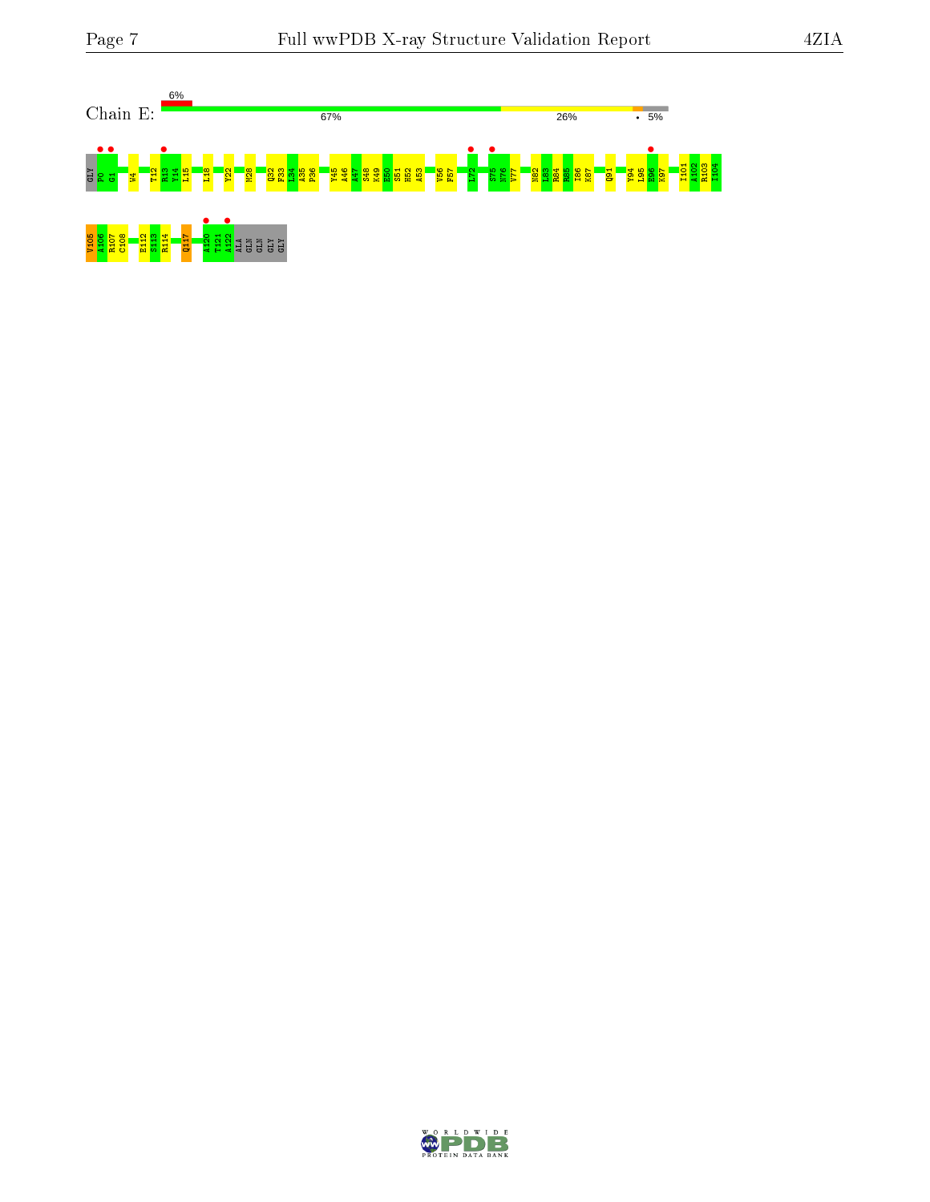Chain E:

6%

67%

26%

• 5%

GLY P0 G1 W4 T12 R13 Y14 L15 L18 Y22 M28 Q32 F33 L34 A35 P36 Y45 A46 A47 S48 K49 E50 S51 H52 A53 V56 F57 L72 S75 N76 V77 N82 L83 R84 R85 I86 K87 Q91 Y94 L95 E96 K97 I101 A102 R103 I104

V105 A106 R107 C108 E112 S113 R114 Q117 A120 T121 A122 ALA GLN GLN GLY GLY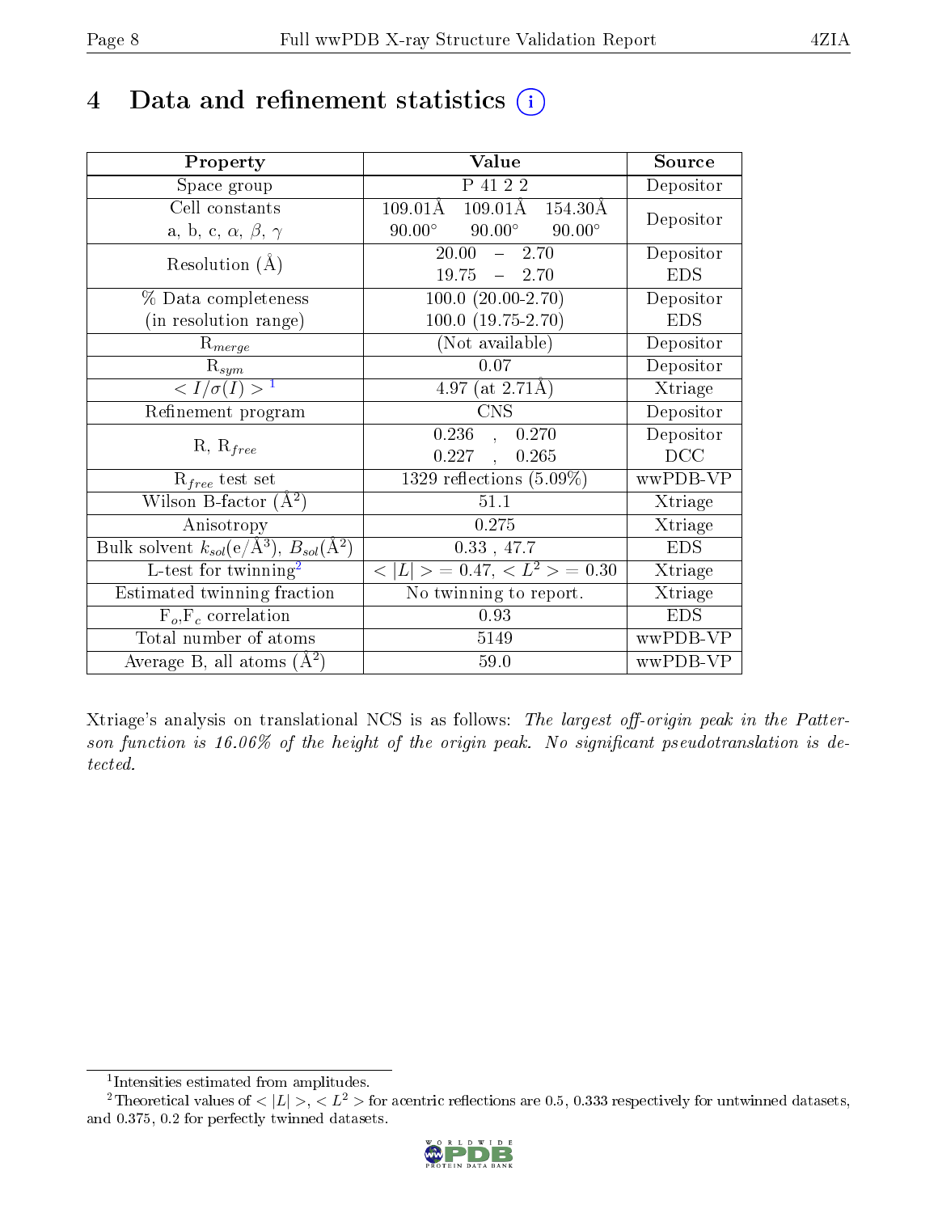# 4 Data and refinement statistics

| Property | Value | Source |
|---|---|---|
| Space group | P 41 2 2 | Depositor |
| Cell constants<br>a, b, c, $\alpha$, $\beta$, $\gamma$ | 109.01Å 109.01Å 154.30Å<br>90.00° 90.00° 90.00° | Depositor |
| Resolution (Å) | 20.00 – 2.70<br>19.75 – 2.70 | Depositor<br>EDS |
| % Data completeness<br>(in resolution range) | 100.0 (20.00-2.70)<br>100.0 (19.75-2.70) | Depositor<br>EDS |
| $R_{merge}$ | (Not available) | Depositor |
| $R_{sym}$ | 0.07 | Depositor |
| $< I/\sigma(I) >$ [1] | 4.97 (at 2.71Å) | Xtriage |
| Refinement program | CNS | Depositor |
| R, $R_{free}$ | 0.236 , 0.270<br>0.227 , 0.265 | Depositor<br>DCC |
| $R_{free}$ test set | 1329 reflections (5.09%) | wwPDB-VP |
| Wilson B-factor (Å$^2$) | 51.1 | Xtriage |
| Anisotropy | 0.275 | Xtriage |
| Bulk solvent $k_{sol}$(e/Å$^3$), $B_{sol}$(Å$^2$) | 0.33 , 47.7 | EDS |
| L-test for twinning[2] | $< \lvert L \rvert >$ = 0.47, $< L^2 >$ = 0.30 | Xtriage |
| Estimated twinning fraction | No twinning to report. | Xtriage |
| $F_o$,$F_c$ correlation | 0.93 | EDS |
| Total number of atoms | 5149 | wwPDB-VP |
| Average B, all atoms (Å$^2$) | 59.0 | wwPDB-VP |

Xtriage's analysis on translational NCS is as follows: *The largest off-origin peak in the Patterson function is 16.06% of the height of the origin peak. No significant pseudotranslation is detected.*

[1] Intensities estimated from amplitudes.

[2] Theoretical values of $< |L| >$, $< L^2 >$ for acentric reflections are 0.5, 0.333 respectively for untwinned datasets, and 0.375, 0.2 for perfectly twinned datasets.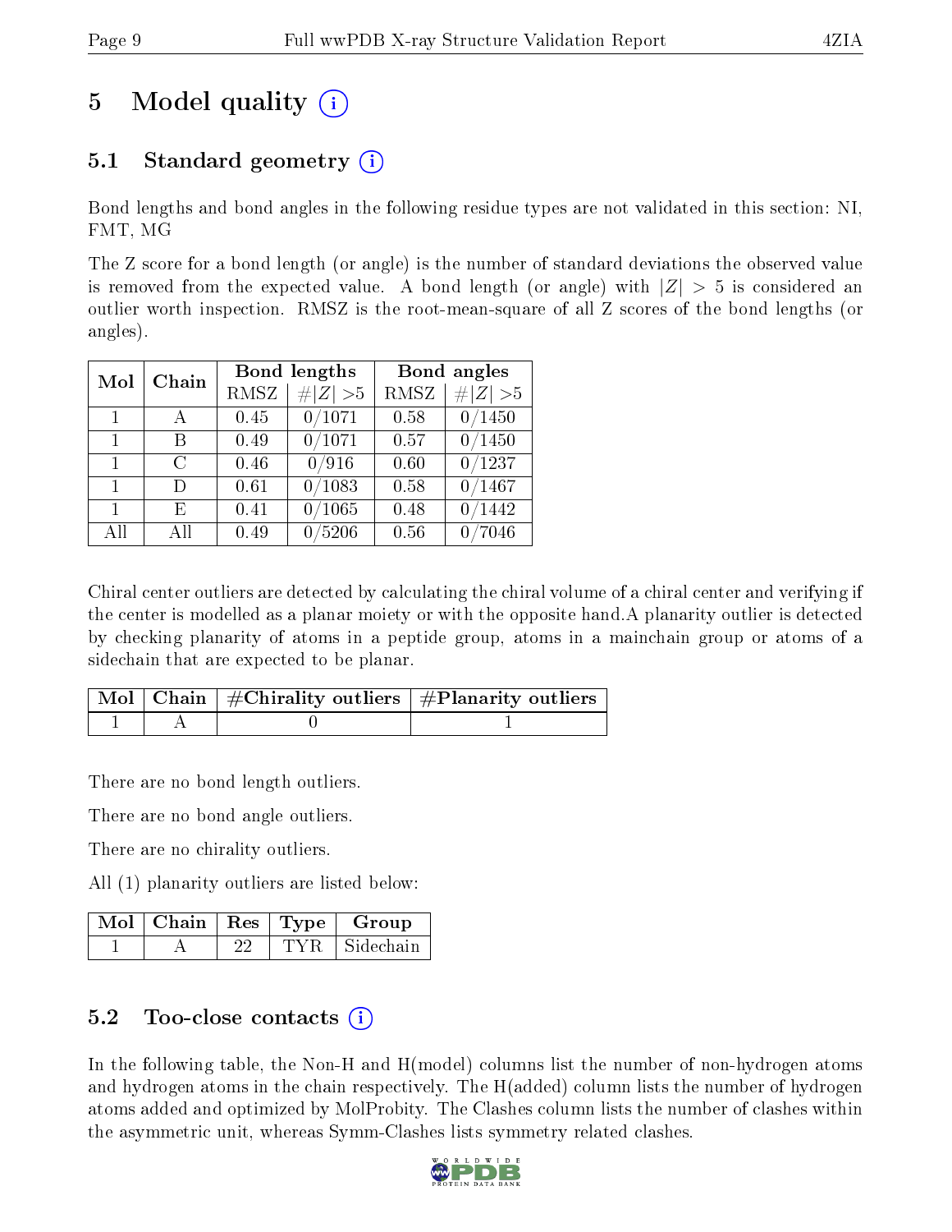# 5 Model quality

## 5.1 Standard geometry

Bond lengths and bond angles in the following residue types are not validated in this section: NI, FMT, MG

The Z score for a bond length (or angle) is the number of standard deviations the observed value is removed from the expected value. A bond length (or angle) with $|Z| > 5$ is considered an outlier worth inspection. RMSZ is the root-mean-square of all Z scores of the bond lengths (or angles).

| Mol | Chain | Bond lengths | | Bond angles | |
|---|---|---|---|---|---|
| | | RMSZ | $\#\|Z\| > 5$ | RMSZ | $\#\|Z\| > 5$ |
| 1 | A | 0.45 | 0/1071 | 0.58 | 0/1450 |
| 1 | B | 0.49 | 0/1071 | 0.57 | 0/1450 |
| 1 | C | 0.46 | 0/916 | 0.60 | 0/1237 |
| 1 | D | 0.61 | 0/1083 | 0.58 | 0/1467 |
| 1 | E | 0.41 | 0/1065 | 0.48 | 0/1442 |
| All | All | 0.49 | 0/5206 | 0.56 | 0/7046 |

Chiral center outliers are detected by calculating the chiral volume of a chiral center and verifying if the center is modelled as a planar moiety or with the opposite hand.A planarity outlier is detected by checking planarity of atoms in a peptide group, atoms in a mainchain group or atoms of a sidechain that are expected to be planar.

| Mol | Chain | #Chirality outliers | #Planarity outliers |
|---|---|---|---|
| 1 | A | 0 | 1 |

There are no bond length outliers.

There are no bond angle outliers.

There are no chirality outliers.

All (1) planarity outliers are listed below:

| Mol | Chain | Res | Type | Group |
|---|---|---|---|---|
| 1 | A | 22 | TYR | Sidechain |

## 5.2 Too-close contacts

In the following table, the Non-H and H(model) columns list the number of non-hydrogen atoms and hydrogen atoms in the chain respectively. The H(added) column lists the number of hydrogen atoms added and optimized by MolProbity. The Clashes column lists the number of clashes within the asymmetric unit, whereas Symm-Clashes lists symmetry related clashes.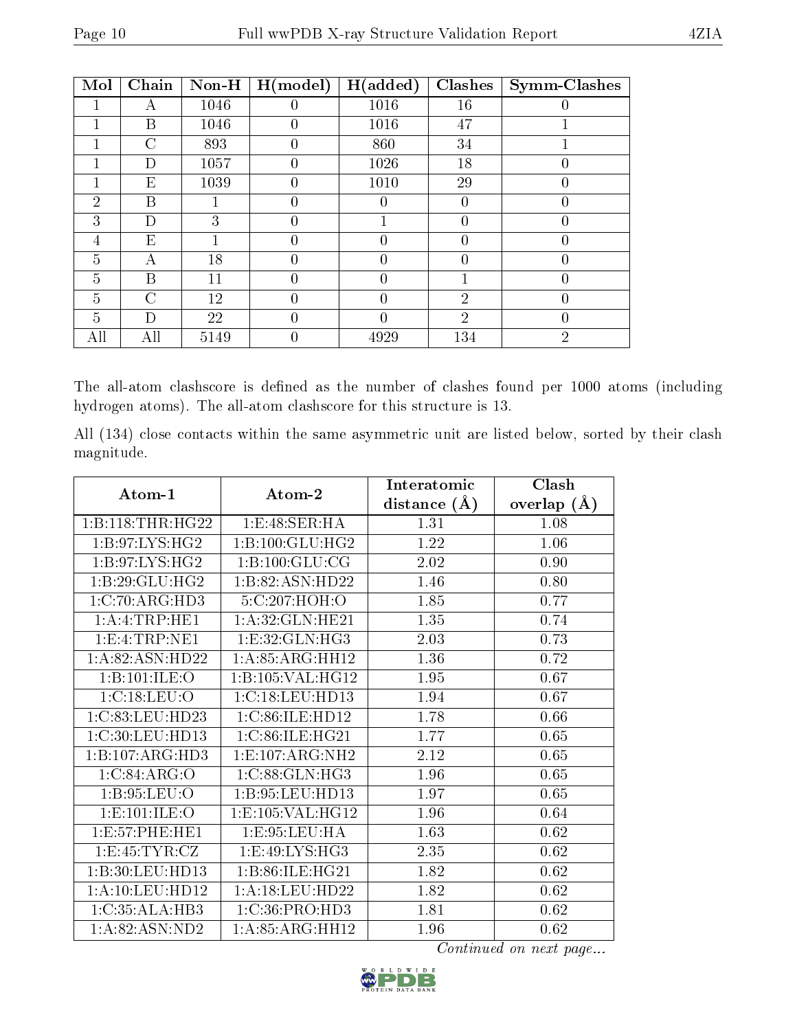| Mol | Chain | Non-H | H(model) | H(added) | Clashes | Symm-Clashes |
|---|---|---|---|---|---|---|
| 1 | A | 1046 | 0 | 1016 | 16 | 0 |
| 1 | B | 1046 | 0 | 1016 | 47 | 1 |
| 1 | C | 893 | 0 | 860 | 34 | 1 |
| 1 | D | 1057 | 0 | 1026 | 18 | 0 |
| 1 | E | 1039 | 0 | 1010 | 29 | 0 |
| 2 | B | 1 | 0 | 0 | 0 | 0 |
| 3 | D | 3 | 0 | 1 | 0 | 0 |
| 4 | E | 1 | 0 | 0 | 0 | 0 |
| 5 | A | 18 | 0 | 0 | 0 | 0 |
| 5 | B | 11 | 0 | 0 | 1 | 0 |
| 5 | C | 12 | 0 | 0 | 2 | 0 |
| 5 | D | 22 | 0 | 0 | 2 | 0 |
| All | All | 5149 | 0 | 4929 | 134 | 2 |

The all-atom clashscore is defined as the number of clashes found per 1000 atoms (including hydrogen atoms). The all-atom clashscore for this structure is 13.

All (134) close contacts within the same asymmetric unit are listed below, sorted by their clash magnitude.

| Atom-1 | Atom-2 | Interatomic distance (Å) | Clash overlap (Å) |
|---|---|---|---|
| 1:B:118:THR:HG22 | 1:E:48:SER:HA | 1.31 | 1.08 |
| 1:B:97:LYS:HG2 | 1:B:100:GLU:HG2 | 1.22 | 1.06 |
| 1:B:97:LYS:HG2 | 1:B:100:GLU:CG | 2.02 | 0.90 |
| 1:B:29:GLU:HG2 | 1:B:82:ASN:HD22 | 1.46 | 0.80 |
| 1:C:70:ARG:HD3 | 5:C:207:HOH:O | 1.85 | 0.77 |
| 1:A:4:TRP:HE1 | 1:A:32:GLN:HE21 | 1.35 | 0.74 |
| 1:E:4:TRP:NE1 | 1:E:32:GLN:HG3 | 2.03 | 0.73 |
| 1:A:82:ASN:HD22 | 1:A:85:ARG:HH12 | 1.36 | 0.72 |
| 1:B:101:ILE:O | 1:B:105:VAL:HG12 | 1.95 | 0.67 |
| 1:C:18:LEU:O | 1:C:18:LEU:HD13 | 1.94 | 0.67 |
| 1:C:83:LEU:HD23 | 1:C:86:ILE:HD12 | 1.78 | 0.66 |
| 1:C:30:LEU:HD13 | 1:C:86:ILE:HG21 | 1.77 | 0.65 |
| 1:B:107:ARG:HD3 | 1:E:107:ARG:NH2 | 2.12 | 0.65 |
| 1:C:84:ARG:O | 1:C:88:GLN:HG3 | 1.96 | 0.65 |
| 1:B:95:LEU:O | 1:B:95:LEU:HD13 | 1.97 | 0.65 |
| 1:E:101:ILE:O | 1:E:105:VAL:HG12 | 1.96 | 0.64 |
| 1:E:57:PHE:HE1 | 1:E:95:LEU:HA | 1.63 | 0.62 |
| 1:E:45:TYR:CZ | 1:E:49:LYS:HG3 | 2.35 | 0.62 |
| 1:B:30:LEU:HD13 | 1:B:86:ILE:HG21 | 1.82 | 0.62 |
| 1:A:10:LEU:HD12 | 1:A:18:LEU:HD22 | 1.82 | 0.62 |
| 1:C:35:ALA:HB3 | 1:C:36:PRO:HD3 | 1.81 | 0.62 |
| 1:A:82:ASN:ND2 | 1:A:85:ARG:HH12 | 1.96 | 0.62 |

*Continued on next page...*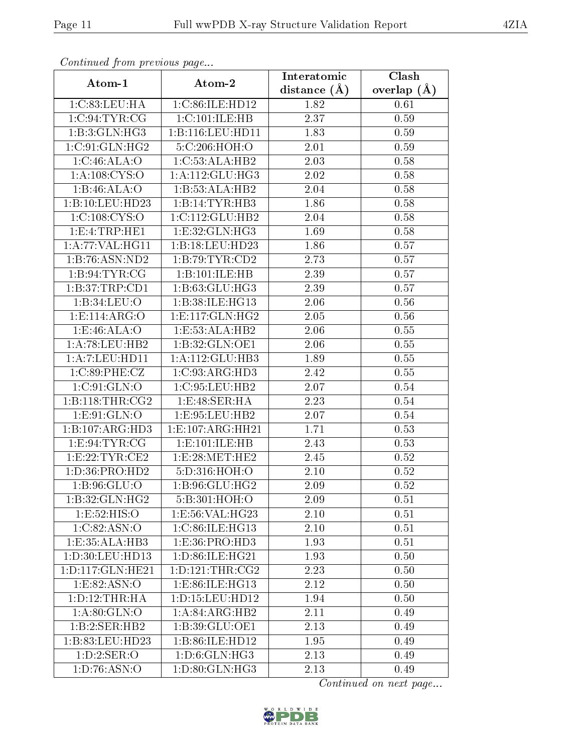*Continued from previous page...*

| Atom-1 | Atom-2 | Interatomic distance (Å) | Clash overlap (Å) |
| --- | --- | --- | --- |
| 1:C:83:LEU:HA | 1:C:86:ILE:HD12 | 1.82 | 0.61 |
| 1:C:94:TYR:CG | 1:C:101:ILE:HB | 2.37 | 0.59 |
| 1:B:3:GLN:HG3 | 1:B:116:LEU:HD11 | 1.83 | 0.59 |
| 1:C:91:GLN:HG2 | 5:C:206:HOH:O | 2.01 | 0.59 |
| 1:C:46:ALA:O | 1:C:53:ALA:HB2 | 2.03 | 0.58 |
| 1:A:108:CYS:O | 1:A:112:GLU:HG3 | 2.02 | 0.58 |
| 1:B:46:ALA:O | 1:B:53:ALA:HB2 | 2.04 | 0.58 |
| 1:B:10:LEU:HD23 | 1:B:14:TYR:HB3 | 1.86 | 0.58 |
| 1:C:108:CYS:O | 1:C:112:GLU:HB2 | 2.04 | 0.58 |
| 1:E:4:TRP:HE1 | 1:E:32:GLN:HG3 | 1.69 | 0.58 |
| 1:A:77:VAL:HG11 | 1:B:18:LEU:HD23 | 1.86 | 0.57 |
| 1:B:76:ASN:ND2 | 1:B:79:TYR:CD2 | 2.73 | 0.57 |
| 1:B:94:TYR:CG | 1:B:101:ILE:HB | 2.39 | 0.57 |
| 1:B:37:TRP:CD1 | 1:B:63:GLU:HG3 | 2.39 | 0.57 |
| 1:B:34:LEU:O | 1:B:38:ILE:HG13 | 2.06 | 0.56 |
| 1:E:114:ARG:O | 1:E:117:GLN:HG2 | 2.05 | 0.56 |
| 1:E:46:ALA:O | 1:E:53:ALA:HB2 | 2.06 | 0.55 |
| 1:A:78:LEU:HB2 | 1:B:32:GLN:OE1 | 2.06 | 0.55 |
| 1:A:7:LEU:HD11 | 1:A:112:GLU:HB3 | 1.89 | 0.55 |
| 1:C:89:PHE:CZ | 1:C:93:ARG:HD3 | 2.42 | 0.55 |
| 1:C:91:GLN:O | 1:C:95:LEU:HB2 | 2.07 | 0.54 |
| 1:B:118:THR:CG2 | 1:E:48:SER:HA | 2.23 | 0.54 |
| 1:E:91:GLN:O | 1:E:95:LEU:HB2 | 2.07 | 0.54 |
| 1:B:107:ARG:HD3 | 1:E:107:ARG:HH21 | 1.71 | 0.53 |
| 1:E:94:TYR:CG | 1:E:101:ILE:HB | 2.43 | 0.53 |
| 1:E:22:TYR:CE2 | 1:E:28:MET:HE2 | 2.45 | 0.52 |
| 1:D:36:PRO:HD2 | 5:D:316:HOH:O | 2.10 | 0.52 |
| 1:B:96:GLU:O | 1:B:96:GLU:HG2 | 2.09 | 0.52 |
| 1:B:32:GLN:HG2 | 5:B:301:HOH:O | 2.09 | 0.51 |
| 1:E:52:HIS:O | 1:E:56:VAL:HG23 | 2.10 | 0.51 |
| 1:C:82:ASN:O | 1:C:86:ILE:HG13 | 2.10 | 0.51 |
| 1:E:35:ALA:HB3 | 1:E:36:PRO:HD3 | 1.93 | 0.51 |
| 1:D:30:LEU:HD13 | 1:D:86:ILE:HG21 | 1.93 | 0.50 |
| 1:D:117:GLN:HE21 | 1:D:121:THR:CG2 | 2.23 | 0.50 |
| 1:E:82:ASN:O | 1:E:86:ILE:HG13 | 2.12 | 0.50 |
| 1:D:12:THR:HA | 1:D:15:LEU:HD12 | 1.94 | 0.50 |
| 1:A:80:GLN:O | 1:A:84:ARG:HB2 | 2.11 | 0.49 |
| 1:B:2:SER:HB2 | 1:B:39:GLU:OE1 | 2.13 | 0.49 |
| 1:B:83:LEU:HD23 | 1:B:86:ILE:HD12 | 1.95 | 0.49 |
| 1:D:2:SER:O | 1:D:6:GLN:HG3 | 2.13 | 0.49 |
| 1:D:76:ASN:O | 1:D:80:GLN:HG3 | 2.13 | 0.49 |

*Continued on next page...*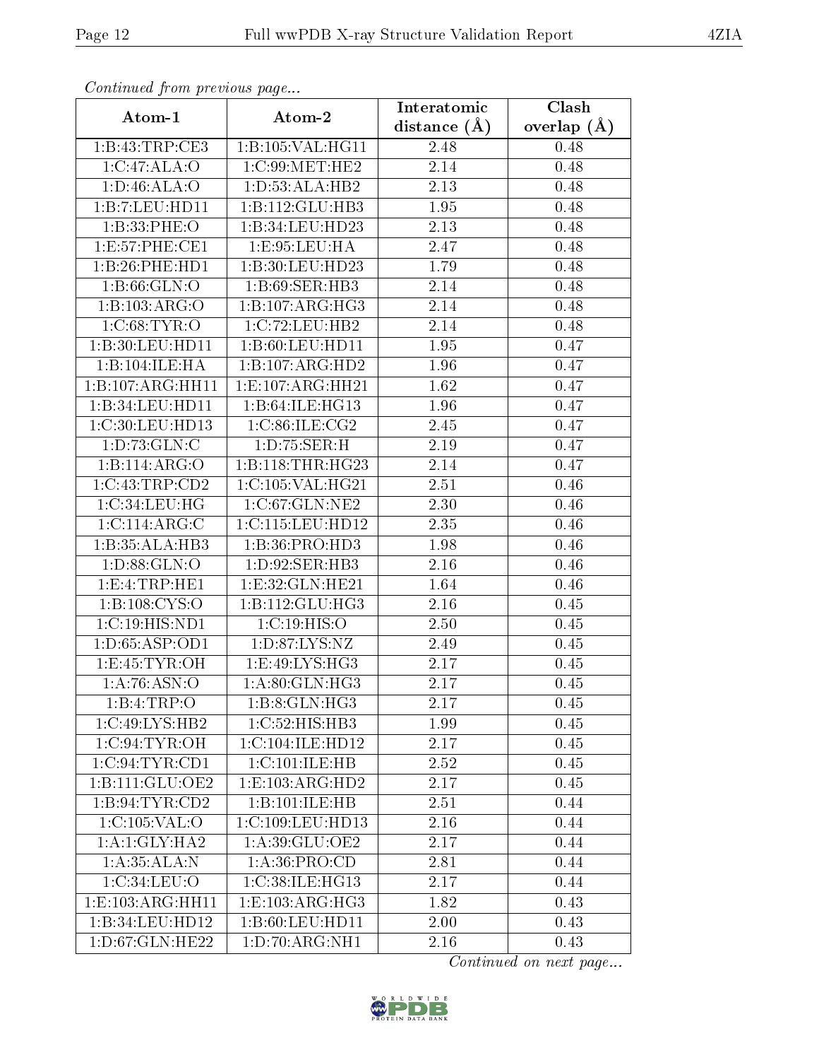*Continued from previous page...*

| Atom-1 | Atom-2 | Interatomic distance (Å) | Clash overlap (Å) |
|---|---|---|---|
| 1:B:43:TRP:CE3 | 1:B:105:VAL:HG11 | 2.48 | 0.48 |
| 1:C:47:ALA:O | 1:C:99:MET:HE2 | 2.14 | 0.48 |
| 1:D:46:ALA:O | 1:D:53:ALA:HB2 | 2.13 | 0.48 |
| 1:B:7:LEU:HD11 | 1:B:112:GLU:HB3 | 1.95 | 0.48 |
| 1:B:33:PHE:O | 1:B:34:LEU:HD23 | 2.13 | 0.48 |
| 1:E:57:PHE:CE1 | 1:E:95:LEU:HA | 2.47 | 0.48 |
| 1:B:26:PHE:HD1 | 1:B:30:LEU:HD23 | 1.79 | 0.48 |
| 1:B:66:GLN:O | 1:B:69:SER:HB3 | 2.14 | 0.48 |
| 1:B:103:ARG:O | 1:B:107:ARG:HG3 | 2.14 | 0.48 |
| 1:C:68:TYR:O | 1:C:72:LEU:HB2 | 2.14 | 0.48 |
| 1:B:30:LEU:HD11 | 1:B:60:LEU:HD11 | 1.95 | 0.47 |
| 1:B:104:ILE:HA | 1:B:107:ARG:HD2 | 1.96 | 0.47 |
| 1:B:107:ARG:HH11 | 1:E:107:ARG:HH21 | 1.62 | 0.47 |
| 1:B:34:LEU:HD11 | 1:B:64:ILE:HG13 | 1.96 | 0.47 |
| 1:C:30:LEU:HD13 | 1:C:86:ILE:CG2 | 2.45 | 0.47 |
| 1:D:73:GLN:C | 1:D:75:SER:H | 2.19 | 0.47 |
| 1:B:114:ARG:O | 1:B:118:THR:HG23 | 2.14 | 0.47 |
| 1:C:43:TRP:CD2 | 1:C:105:VAL:HG21 | 2.51 | 0.46 |
| 1:C:34:LEU:HG | 1:C:67:GLN:NE2 | 2.30 | 0.46 |
| 1:C:114:ARG:C | 1:C:115:LEU:HD12 | 2.35 | 0.46 |
| 1:B:35:ALA:HB3 | 1:B:36:PRO:HD3 | 1.98 | 0.46 |
| 1:D:88:GLN:O | 1:D:92:SER:HB3 | 2.16 | 0.46 |
| 1:E:4:TRP:HE1 | 1:E:32:GLN:HE21 | 1.64 | 0.46 |
| 1:B:108:CYS:O | 1:B:112:GLU:HG3 | 2.16 | 0.45 |
| 1:C:19:HIS:ND1 | 1:C:19:HIS:O | 2.50 | 0.45 |
| 1:D:65:ASP:OD1 | 1:D:87:LYS:NZ | 2.49 | 0.45 |
| 1:E:45:TYR:OH | 1:E:49:LYS:HG3 | 2.17 | 0.45 |
| 1:A:76:ASN:O | 1:A:80:GLN:HG3 | 2.17 | 0.45 |
| 1:B:4:TRP:O | 1:B:8:GLN:HG3 | 2.17 | 0.45 |
| 1:C:49:LYS:HB2 | 1:C:52:HIS:HB3 | 1.99 | 0.45 |
| 1:C:94:TYR:OH | 1:C:104:ILE:HD12 | 2.17 | 0.45 |
| 1:C:94:TYR:CD1 | 1:C:101:ILE:HB | 2.52 | 0.45 |
| 1:B:111:GLU:OE2 | 1:E:103:ARG:HD2 | 2.17 | 0.45 |
| 1:B:94:TYR:CD2 | 1:B:101:ILE:HB | 2.51 | 0.44 |
| 1:C:105:VAL:O | 1:C:109:LEU:HD13 | 2.16 | 0.44 |
| 1:A:1:GLY:HA2 | 1:A:39:GLU:OE2 | 2.17 | 0.44 |
| 1:A:35:ALA:N | 1:A:36:PRO:CD | 2.81 | 0.44 |
| 1:C:34:LEU:O | 1:C:38:ILE:HG13 | 2.17 | 0.44 |
| 1:E:103:ARG:HH11 | 1:E:103:ARG:HG3 | 1.82 | 0.43 |
| 1:B:34:LEU:HD12 | 1:B:60:LEU:HD11 | 2.00 | 0.43 |
| 1:D:67:GLN:HE22 | 1:D:70:ARG:NH1 | 2.16 | 0.43 |

*Continued on next page...*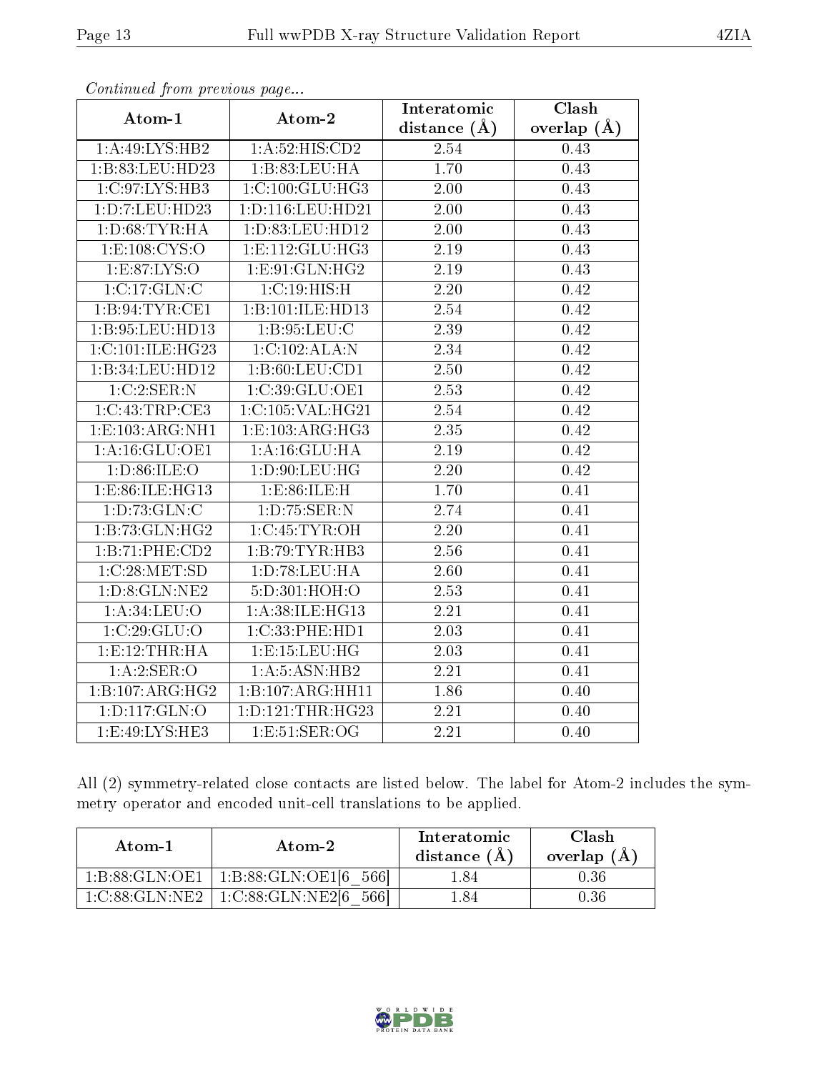*Continued from previous page...*

| Atom-1 | Atom-2 | Interatomic distance (Å) | Clash overlap (Å) |
|---|---|---|---|
| 1:A:49:LYS:HB2 | 1:A:52:HIS:CD2 | 2.54 | 0.43 |
| 1:B:83:LEU:HD23 | 1:B:83:LEU:HA | 1.70 | 0.43 |
| 1:C:97:LYS:HB3 | 1:C:100:GLU:HG3 | 2.00 | 0.43 |
| 1:D:7:LEU:HD23 | 1:D:116:LEU:HD21 | 2.00 | 0.43 |
| 1:D:68:TYR:HA | 1:D:83:LEU:HD12 | 2.00 | 0.43 |
| 1:E:108:CYS:O | 1:E:112:GLU:HG3 | 2.19 | 0.43 |
| 1:E:87:LYS:O | 1:E:91:GLN:HG2 | 2.19 | 0.43 |
| 1:C:17:GLN:C | 1:C:19:HIS:H | 2.20 | 0.42 |
| 1:B:94:TYR:CE1 | 1:B:101:ILE:HD13 | 2.54 | 0.42 |
| 1:B:95:LEU:HD13 | 1:B:95:LEU:C | 2.39 | 0.42 |
| 1:C:101:ILE:HG23 | 1:C:102:ALA:N | 2.34 | 0.42 |
| 1:B:34:LEU:HD12 | 1:B:60:LEU:CD1 | 2.50 | 0.42 |
| 1:C:2:SER:N | 1:C:39:GLU:OE1 | 2.53 | 0.42 |
| 1:C:43:TRP:CE3 | 1:C:105:VAL:HG21 | 2.54 | 0.42 |
| 1:E:103:ARG:NH1 | 1:E:103:ARG:HG3 | 2.35 | 0.42 |
| 1:A:16:GLU:OE1 | 1:A:16:GLU:HA | 2.19 | 0.42 |
| 1:D:86:ILE:O | 1:D:90:LEU:HG | 2.20 | 0.42 |
| 1:E:86:ILE:HG13 | 1:E:86:ILE:H | 1.70 | 0.41 |
| 1:D:73:GLN:C | 1:D:75:SER:N | 2.74 | 0.41 |
| 1:B:73:GLN:HG2 | 1:C:45:TYR:OH | 2.20 | 0.41 |
| 1:B:71:PHE:CD2 | 1:B:79:TYR:HB3 | 2.56 | 0.41 |
| 1:C:28:MET:SD | 1:D:78:LEU:HA | 2.60 | 0.41 |
| 1:D:8:GLN:NE2 | 5:D:301:HOH:O | 2.53 | 0.41 |
| 1:A:34:LEU:O | 1:A:38:ILE:HG13 | 2.21 | 0.41 |
| 1:C:29:GLU:O | 1:C:33:PHE:HD1 | 2.03 | 0.41 |
| 1:E:12:THR:HA | 1:E:15:LEU:HG | 2.03 | 0.41 |
| 1:A:2:SER:O | 1:A:5:ASN:HB2 | 2.21 | 0.41 |
| 1:B:107:ARG:HG2 | 1:B:107:ARG:HH11 | 1.86 | 0.40 |
| 1:D:117:GLN:O | 1:D:121:THR:HG23 | 2.21 | 0.40 |
| 1:E:49:LYS:HE3 | 1:E:51:SER:OG | 2.21 | 0.40 |

All (2) symmetry-related close contacts are listed below. The label for Atom-2 includes the symmetry operator and encoded unit-cell translations to be applied.

| Atom-1 | Atom-2 | Interatomic distance (Å) | Clash overlap (Å) |
|---|---|---|---|
| 1:B:88:GLN:OE1 | 1:B:88:GLN:OE1[6_566] | 1.84 | 0.36 |
| 1:C:88:GLN:NE2 | 1:C:88:GLN:NE2[6_566] | 1.84 | 0.36 |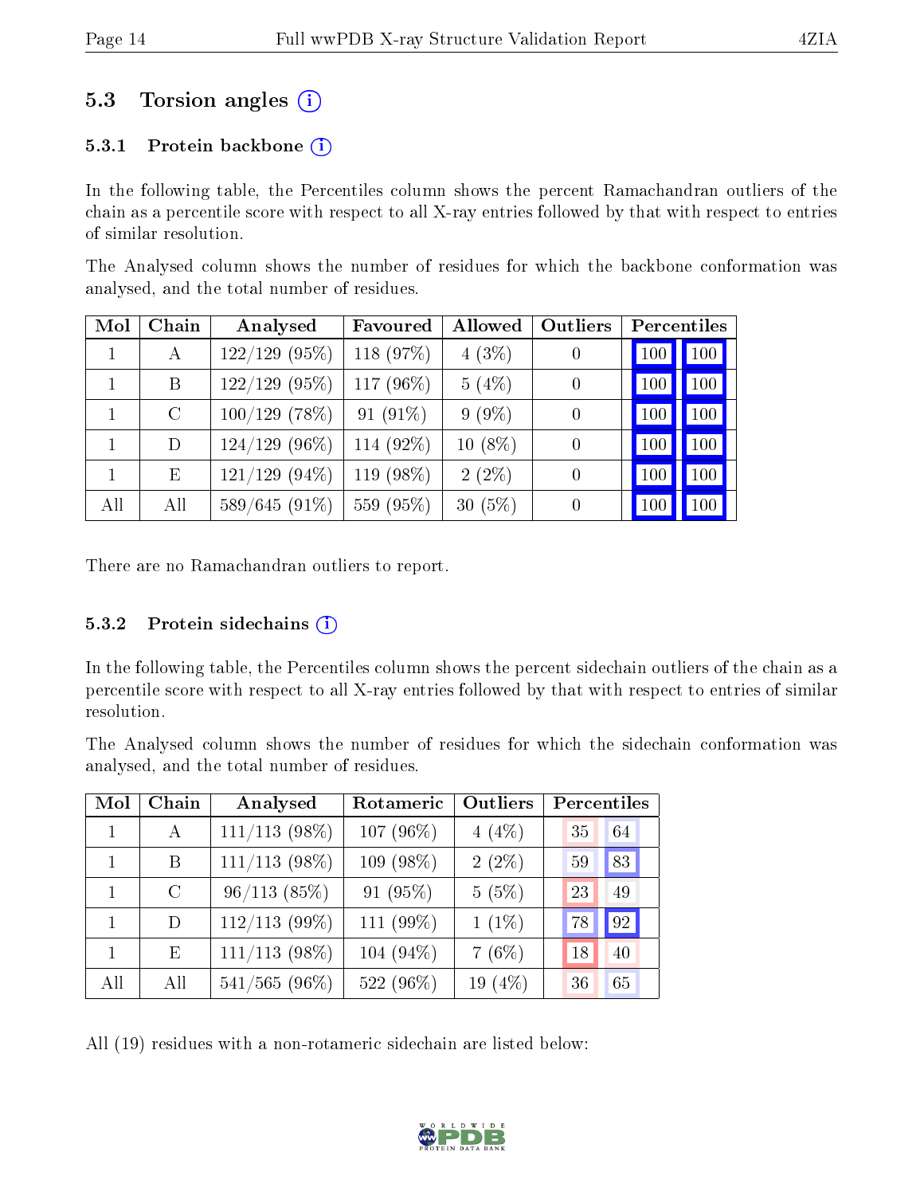## 5.3 Torsion angles (i)

### 5.3.1 Protein backbone (i)

In the following table, the Percentiles column shows the percent Ramachandran outliers of the chain as a percentile score with respect to all X-ray entries followed by that with respect to entries of similar resolution.

The Analysed column shows the number of residues for which the backbone conformation was analysed, and the total number of residues.

| Mol | Chain | Analysed | Favoured | Allowed | Outliers | Percentiles | |
|---|---|---|---|---|---|---|---|
| 1 | A | 122/129 (95%) | 118 (97%) | 4 (3%) | 0 | 100 | 100 |
| 1 | B | 122/129 (95%) | 117 (96%) | 5 (4%) | 0 | 100 | 100 |
| 1 | C | 100/129 (78%) | 91 (91%) | 9 (9%) | 0 | 100 | 100 |
| 1 | D | 124/129 (96%) | 114 (92%) | 10 (8%) | 0 | 100 | 100 |
| 1 | E | 121/129 (94%) | 119 (98%) | 2 (2%) | 0 | 100 | 100 |
| All | All | 589/645 (91%) | 559 (95%) | 30 (5%) | 0 | 100 | 100 |

There are no Ramachandran outliers to report.

### 5.3.2 Protein sidechains (i)

In the following table, the Percentiles column shows the percent sidechain outliers of the chain as a percentile score with respect to all X-ray entries followed by that with respect to entries of similar resolution.

The Analysed column shows the number of residues for which the sidechain conformation was analysed, and the total number of residues.

| Mol | Chain | Analysed | Rotameric | Outliers | Percentiles | |
|---|---|---|---|---|---|---|
| 1 | A | 111/113 (98%) | 107 (96%) | 4 (4%) | 35 | 64 |
| 1 | B | 111/113 (98%) | 109 (98%) | 2 (2%) | 59 | 83 |
| 1 | C | 96/113 (85%) | 91 (95%) | 5 (5%) | 23 | 49 |
| 1 | D | 112/113 (99%) | 111 (99%) | 1 (1%) | 78 | 92 |
| 1 | E | 111/113 (98%) | 104 (94%) | 7 (6%) | 18 | 40 |
| All | All | 541/565 (96%) | 522 (96%) | 19 (4%) | 36 | 65 |

All (19) residues with a non-rotameric sidechain are listed below: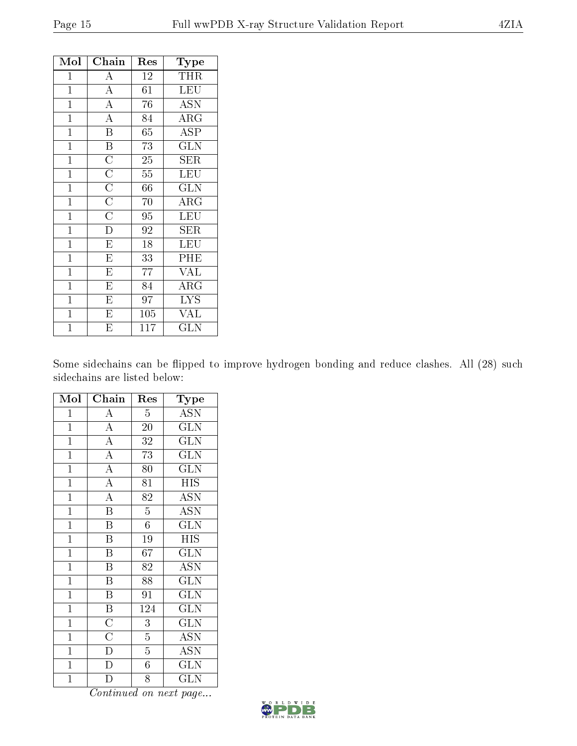| Mol | Chain | Res | Type |
|---|---|---|---|
| 1 | A | 12 | THR |
| 1 | A | 61 | LEU |
| 1 | A | 76 | ASN |
| 1 | A | 84 | ARG |
| 1 | B | 65 | ASP |
| 1 | B | 73 | GLN |
| 1 | C | 25 | SER |
| 1 | C | 55 | LEU |
| 1 | C | 66 | GLN |
| 1 | C | 70 | ARG |
| 1 | C | 95 | LEU |
| 1 | D | 92 | SER |
| 1 | E | 18 | LEU |
| 1 | E | 33 | PHE |
| 1 | E | 77 | VAL |
| 1 | E | 84 | ARG |
| 1 | E | 97 | LYS |
| 1 | E | 105 | VAL |
| 1 | E | 117 | GLN |

Some sidechains can be flipped to improve hydrogen bonding and reduce clashes. All (28) such sidechains are listed below:

| Mol | Chain | Res | Type |
|---|---|---|---|
| 1 | A | 5 | ASN |
| 1 | A | 20 | GLN |
| 1 | A | 32 | GLN |
| 1 | A | 73 | GLN |
| 1 | A | 80 | GLN |
| 1 | A | 81 | HIS |
| 1 | A | 82 | ASN |
| 1 | B | 5 | ASN |
| 1 | B | 6 | GLN |
| 1 | B | 19 | HIS |
| 1 | B | 67 | GLN |
| 1 | B | 82 | ASN |
| 1 | B | 88 | GLN |
| 1 | B | 91 | GLN |
| 1 | B | 124 | GLN |
| 1 | C | 3 | GLN |
| 1 | C | 5 | ASN |
| 1 | D | 5 | ASN |
| 1 | D | 6 | GLN |
| 1 | D | 8 | GLN |

*Continued on next page...*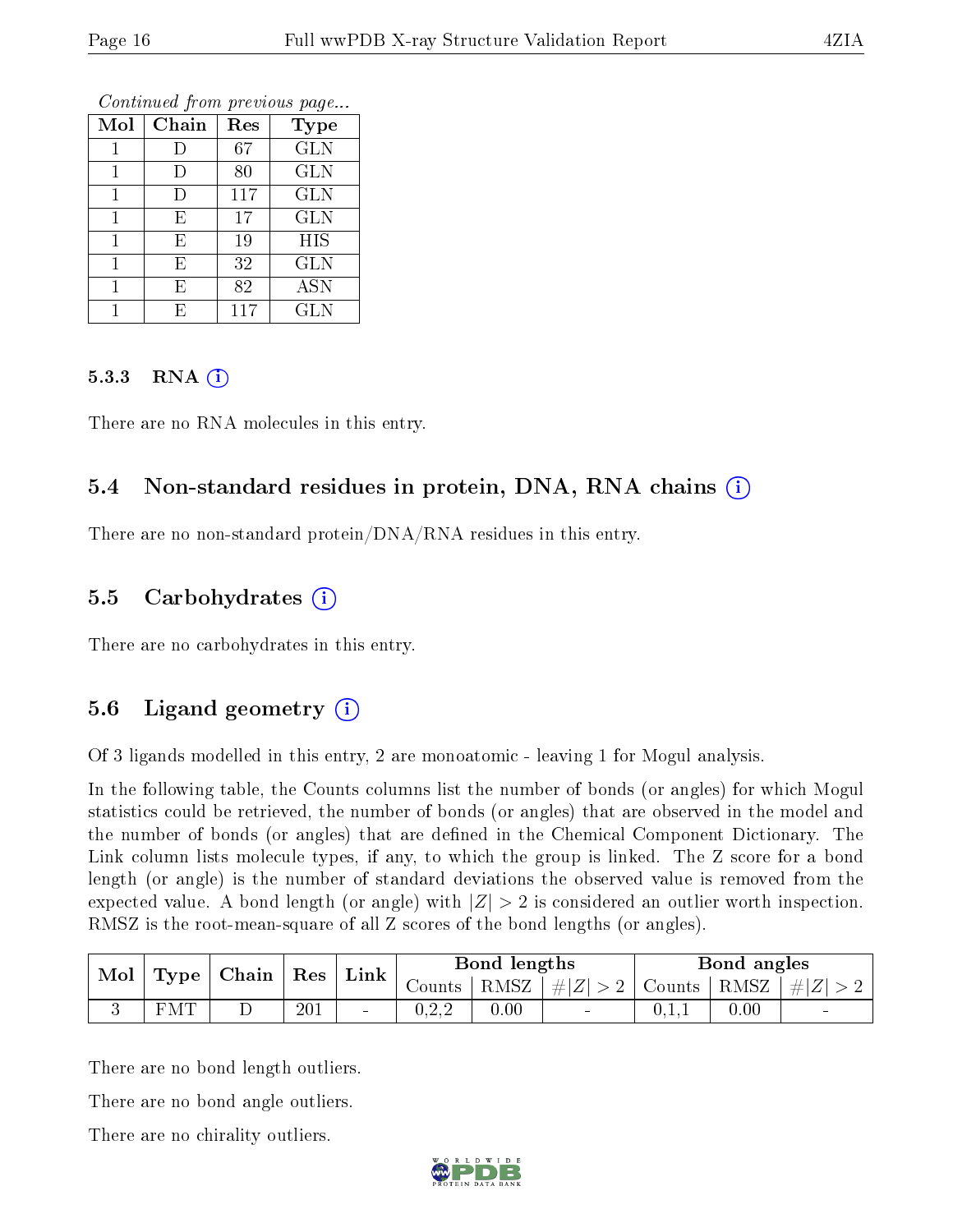*Continued from previous page...*

| Mol | Chain | Res | Type |
|---|---|---|---|
| 1 | D | 67 | GLN |
| 1 | D | 80 | GLN |
| 1 | D | 117 | GLN |
| 1 | E | 17 | GLN |
| 1 | E | 19 | HIS |
| 1 | E | 32 | GLN |
| 1 | E | 82 | ASN |
| 1 | E | 117 | GLN |

#### 5.3.3 RNA (i)

There are no RNA molecules in this entry.

### 5.4 Non-standard residues in protein, DNA, RNA chains (i)

There are no non-standard protein/DNA/RNA residues in this entry.

### 5.5 Carbohydrates (i)

There are no carbohydrates in this entry.

### 5.6 Ligand geometry (i)

Of 3 ligands modelled in this entry, 2 are monoatomic - leaving 1 for Mogul analysis.

In the following table, the Counts columns list the number of bonds (or angles) for which Mogul statistics could be retrieved, the number of bonds (or angles) that are observed in the model and the number of bonds (or angles) that are defined in the Chemical Component Dictionary. The Link column lists molecule types, if any, to which the group is linked. The Z score for a bond length (or angle) is the number of standard deviations the observed value is removed from the expected value. A bond length (or angle) with $|Z| > 2$ is considered an outlier worth inspection. RMSZ is the root-mean-square of all Z scores of the bond lengths (or angles).

| Mol | Type | Chain | Res | Link | Bond lengths | | | Bond angles | | |
|---|---|---|---|---|---|---|---|---|---|---|
| | | | | | Counts | RMSZ | $\#\|Z\| > 2$ | Counts | RMSZ | $\#\|Z\| > 2$ |
| 3 | FMT | D | 201 | - | 0,2,2 | 0.00 | - | 0,1,1 | 0.00 | - |

There are no bond length outliers.

There are no bond angle outliers.

There are no chirality outliers.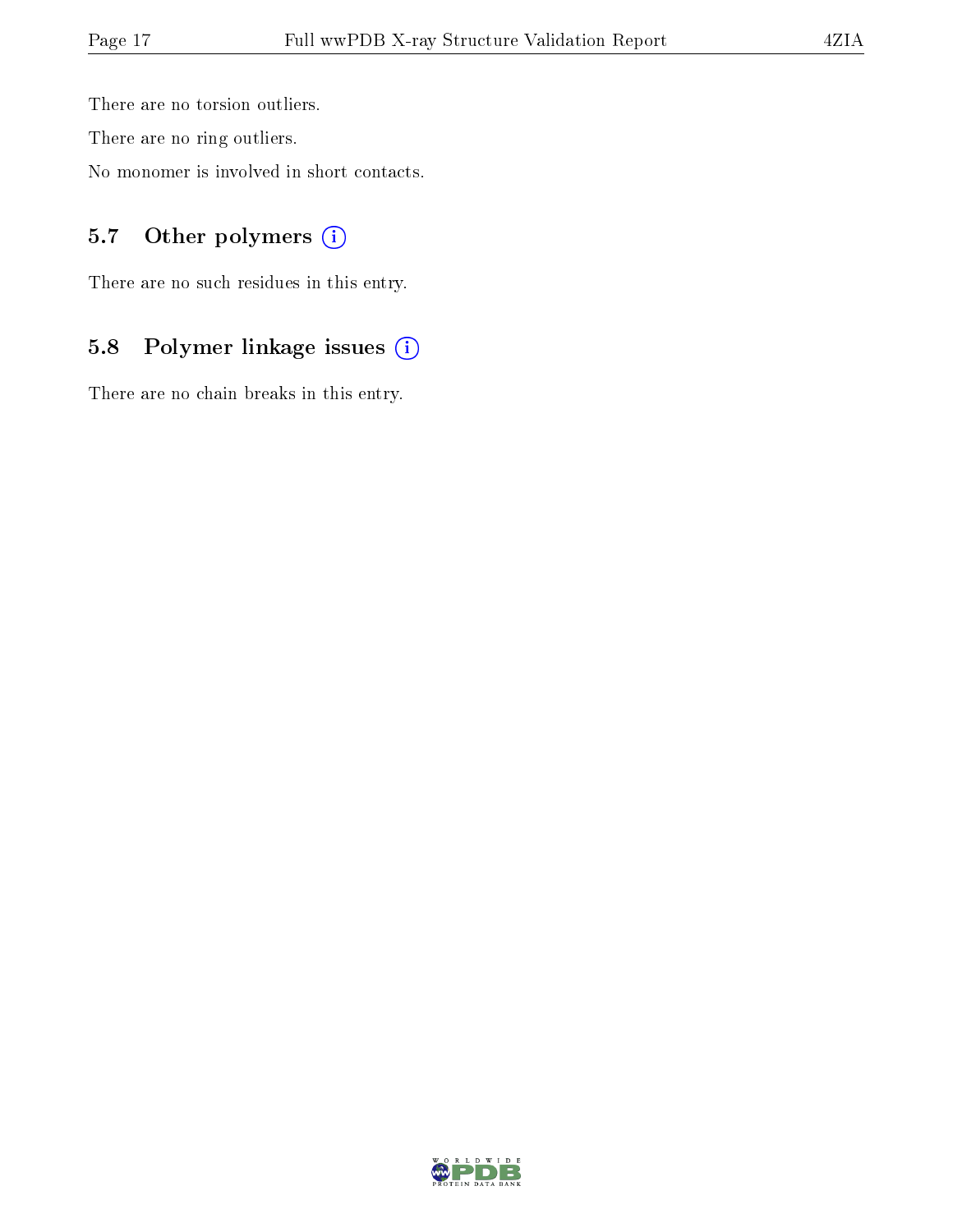There are no torsion outliers.

There are no ring outliers.

No monomer is involved in short contacts.

### 5.7 Other polymers

There are no such residues in this entry.

### 5.8 Polymer linkage issues

There are no chain breaks in this entry.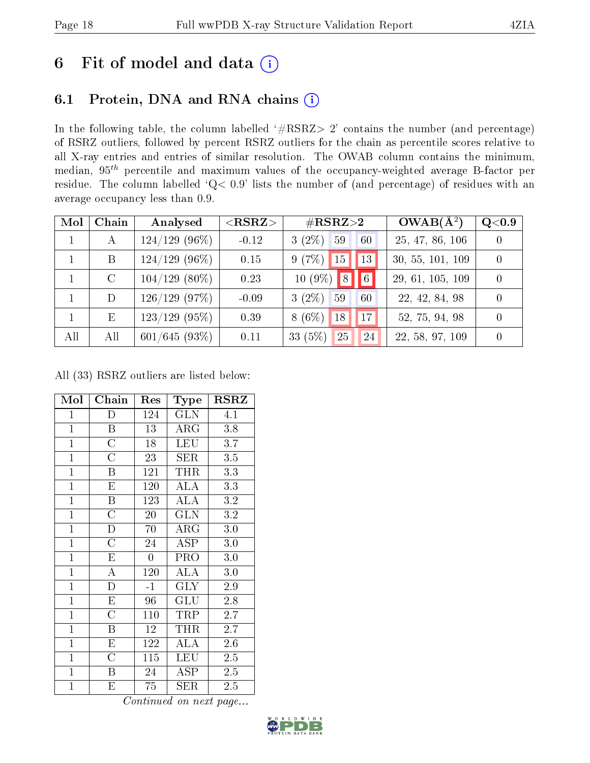# 6 Fit of model and data ⓘ

## 6.1 Protein, DNA and RNA chains ⓘ

In the following table, the column labelled '#RSRZ> 2' contains the number (and percentage) of RSRZ outliers, followed by percent RSRZ outliers for the chain as percentile scores relative to all X-ray entries and entries of similar resolution. The OWAB column contains the minimum, median, $95^{th}$ percentile and maximum values of the occupancy-weighted average B-factor per residue. The column labelled 'Q< 0.9' lists the number of (and percentage) of residues with an average occupancy less than 0.9.

| Mol | Chain | Analysed | <RSRZ> | #RSRZ>2 | | | OWAB(Å$^2$) | Q<0.9 |
|---|---|---|---|---|---|---|---|---|
| 1 | A | 124/129 (96%) | -0.12 | 3 (2%) | 59 | 60 | 25, 47, 86, 106 | 0 |
| 1 | B | 124/129 (96%) | 0.15 | 9 (7%) | 15 | 13 | 30, 55, 101, 109 | 0 |
| 1 | C | 104/129 (80%) | 0.23 | 10 (9%) | 8 | 6 | 29, 61, 105, 109 | 0 |
| 1 | D | 126/129 (97%) | -0.09 | 3 (2%) | 59 | 60 | 22, 42, 84, 98 | 0 |
| 1 | E | 123/129 (95%) | 0.39 | 8 (6%) | 18 | 17 | 52, 75, 94, 98 | 0 |
| All | All | 601/645 (93%) | 0.11 | 33 (5%) | 25 | 24 | 22, 58, 97, 109 | 0 |

All (33) RSRZ outliers are listed below:

| Mol | Chain | Res | Type | RSRZ |
|---|---|---|---|---|
| 1 | D | 124 | GLN | 4.1 |
| 1 | B | 13 | ARG | 3.8 |
| 1 | C | 18 | LEU | 3.7 |
| 1 | C | 23 | SER | 3.5 |
| 1 | B | 121 | THR | 3.3 |
| 1 | E | 120 | ALA | 3.3 |
| 1 | B | 123 | ALA | 3.2 |
| 1 | C | 20 | GLN | 3.2 |
| 1 | D | 70 | ARG | 3.0 |
| 1 | C | 24 | ASP | 3.0 |
| 1 | E | 0 | PRO | 3.0 |
| 1 | A | 120 | ALA | 3.0 |
| 1 | D | -1 | GLY | 2.9 |
| 1 | E | 96 | GLU | 2.8 |
| 1 | C | 110 | TRP | 2.7 |
| 1 | B | 12 | THR | 2.7 |
| 1 | E | 122 | ALA | 2.6 |
| 1 | C | 115 | LEU | 2.5 |
| 1 | B | 24 | ASP | 2.5 |
| 1 | E | 75 | SER | 2.5 |

*Continued on next page...*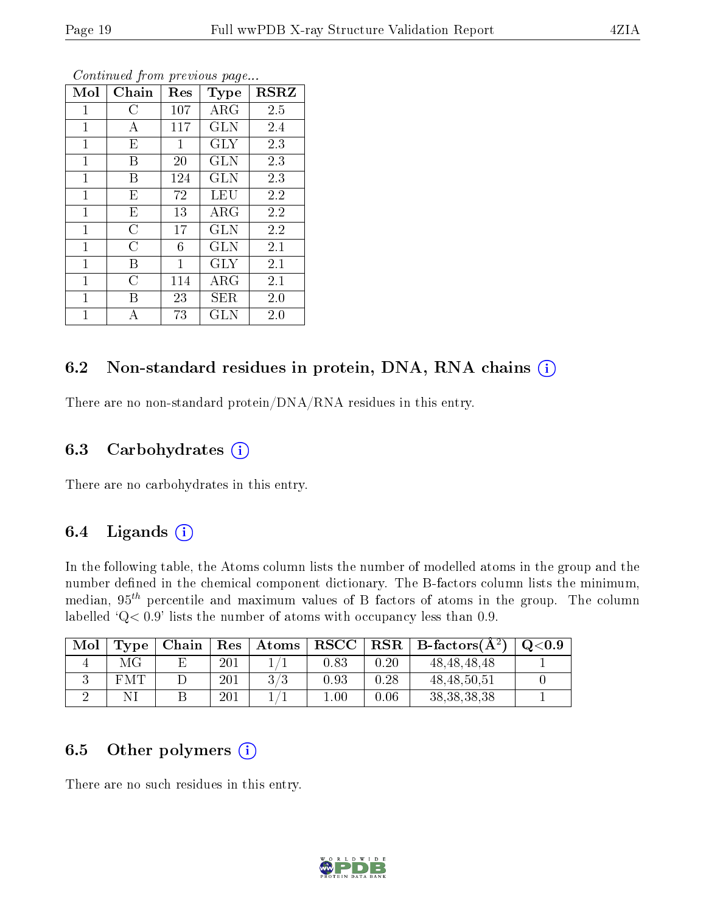*Continued from previous page...*

| Mol | Chain | Res | Type | RSRZ |
|---|---|---|---|---|
| 1 | C | 107 | ARG | 2.5 |
| 1 | A | 117 | GLN | 2.4 |
| 1 | E | 1 | GLY | 2.3 |
| 1 | B | 20 | GLN | 2.3 |
| 1 | B | 124 | GLN | 2.3 |
| 1 | E | 72 | LEU | 2.2 |
| 1 | E | 13 | ARG | 2.2 |
| 1 | C | 17 | GLN | 2.2 |
| 1 | C | 6 | GLN | 2.1 |
| 1 | B | 1 | GLY | 2.1 |
| 1 | C | 114 | ARG | 2.1 |
| 1 | B | 23 | SER | 2.0 |
| 1 | A | 73 | GLN | 2.0 |

## 6.2 Non-standard residues in protein, DNA, RNA chains

There are no non-standard protein/DNA/RNA residues in this entry.

## 6.3 Carbohydrates

There are no carbohydrates in this entry.

## 6.4 Ligands

In the following table, the Atoms column lists the number of modelled atoms in the group and the number defined in the chemical component dictionary. The B-factors column lists the minimum, median, $95^{th}$ percentile and maximum values of B factors of atoms in the group. The column labelled 'Q< 0.9' lists the number of atoms with occupancy less than 0.9.

| Mol | Type | Chain | Res | Atoms | RSCC | RSR | B-factors(Å$^2$) | Q<0.9 |
|---|---|---|---|---|---|---|---|---|
| 4 | MG | E | 201 | 1/1 | 0.83 | 0.20 | 48,48,48,48 | 1 |
| 3 | FMT | D | 201 | 3/3 | 0.93 | 0.28 | 48,48,50,51 | 0 |
| 2 | NI | B | 201 | 1/1 | 1.00 | 0.06 | 38,38,38,38 | 1 |

## 6.5 Other polymers

There are no such residues in this entry.